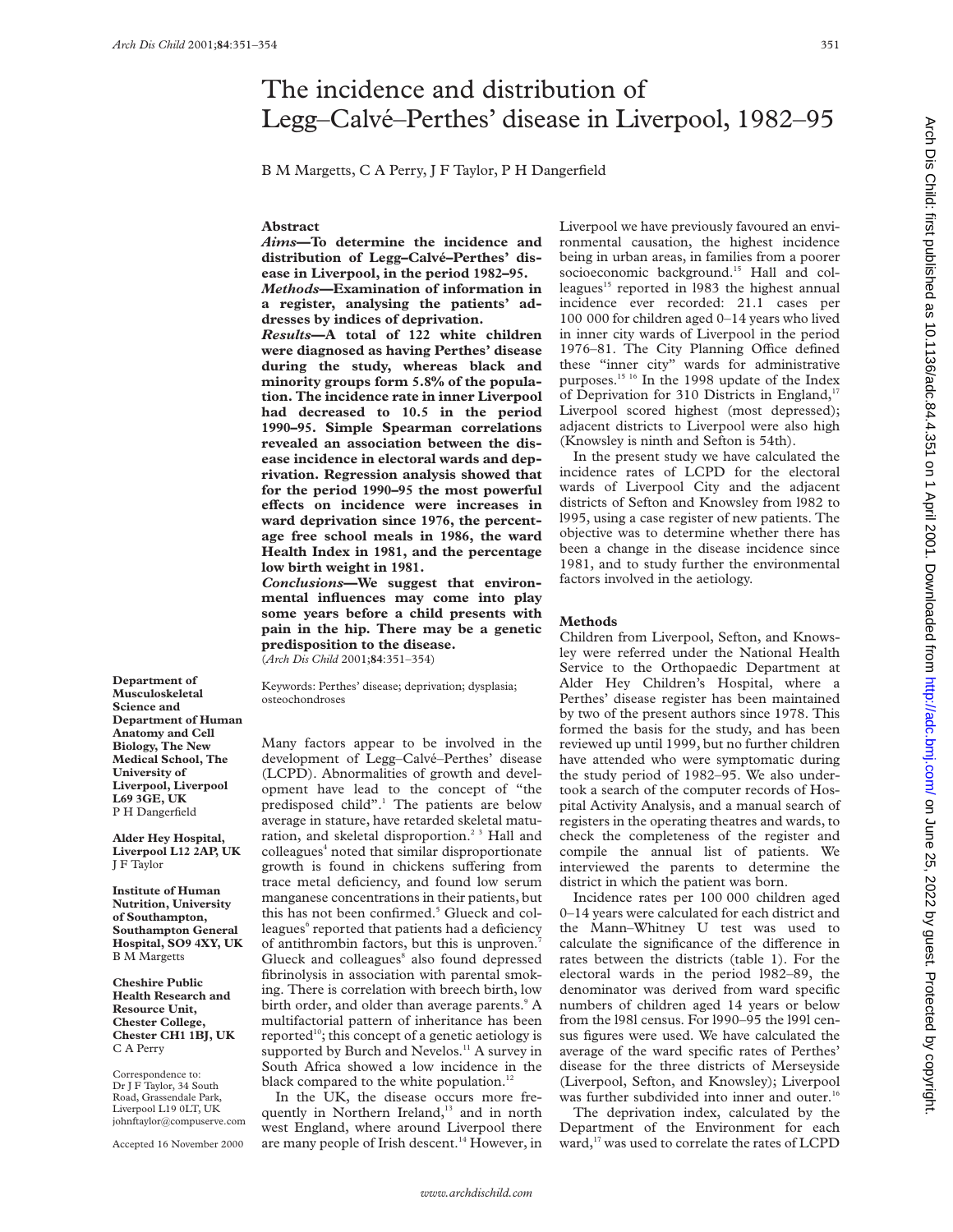# The incidence and distribution of Legg–Calvé–Perthes' disease in Liverpool, 1982–95

B M Margetts, C A Perry, J F Taylor, P H Dangerfield

## Abstract

***Aims*—To determine the incidence and distribution of Legg–Calvé–Perthes' disease in Liverpool, in the period 1982–95.**

***Methods*—Examination of information in a register, analysing the patients' addresses by indices of deprivation.**

***Results*—A total of 122 white children were diagnosed as having Perthes' disease during the study, whereas black and minority groups form 5.8% of the population. The incidence rate in inner Liverpool had decreased to 10.5 in the period 1990–95. Simple Spearman correlations revealed an association between the disease incidence in electoral wards and deprivation. Regression analysis showed that for the period 1990–95 the most powerful effects on incidence were increases in ward deprivation since 1976, the percentage free school meals in 1986, the ward Health Index in 1981, and the percentage low birth weight in 1981.**

***Conclusions*—We suggest that environmental influences may come into play some years before a child presents with pain in the hip. There may be a genetic predisposition to the disease.**

(*Arch Dis Child* 2001;**84**:351–354)

Keywords: Perthes' disease; deprivation; dysplasia; osteochondroses

**Department of Musculoskeletal Science and Department of Human Anatomy and Cell Biology, The New Medical School, The University of Liverpool, Liverpool L69 3GE, UK**
P H Dangerfield

**Alder Hey Hospital, Liverpool L12 2AP, UK**
J F Taylor

**Institute of Human Nutrition, University of Southampton, Southampton General Hospital, SO9 4XY, UK**
B M Margetts

**Cheshire Public Health Research and Resource Unit, Chester College, Chester CH1 1BJ, UK**
C A Perry

Correspondence to: Dr J F Taylor, 34 South Road, Grassendale Park, Liverpool L19 0LT, UK
johnftaylor@compuserve.com

Accepted 16 November 2000

Many factors appear to be involved in the development of Legg–Calvé–Perthes' disease (LCPD). Abnormalities of growth and development have lead to the concept of "the predisposed child".[1] The patients are below average in stature, have retarded skeletal maturation, and skeletal disproportion.[2,3] Hall and colleagues[4] noted that similar disproportionate growth is found in chickens suffering from trace metal deficiency, and found low serum manganese concentrations in their patients, but this has not been confirmed.[5] Glueck and colleagues[6] reported that patients had a deficiency of antithrombin factors, but this is unproven.[7] Glueck and colleagues[8] also found depressed fibrinolysis in association with parental smoking. There is correlation with breech birth, low birth order, and older than average parents.[9] A multifactorial pattern of inheritance has been reported[10]; this concept of a genetic aetiology is supported by Burch and Nevelos.[11] A survey in South Africa showed a low incidence in the black compared to the white population.[12]

In the UK, the disease occurs more frequently in Northern Ireland,[13] and in north west England, where around Liverpool there are many people of Irish descent.[14] However, in Liverpool we have previously favoured an environmental causation, the highest incidence being in urban areas, in families from a poorer socioeconomic background.[15] Hall and colleagues[15] reported in 1983 the highest annual incidence ever recorded: 21.1 cases per 100 000 for children aged 0–14 years who lived in inner city wards of Liverpool in the period 1976–81. The City Planning Office defined these "inner city" wards for administrative purposes.[15,16] In the 1998 update of the Index of Deprivation for 310 Districts in England,[17] Liverpool scored highest (most depressed); adjacent districts to Liverpool were also high (Knowsley is ninth and Sefton is 54th).

In the present study we have calculated the incidence rates of LCPD for the electoral wards of Liverpool City and the adjacent districts of Sefton and Knowsley from 1982 to 1995, using a case register of new patients. The objective was to determine whether there has been a change in the disease incidence since 1981, and to study further the environmental factors involved in the aetiology.

## Methods

Children from Liverpool, Sefton, and Knowsley were referred under the National Health Service to the Orthopaedic Department at Alder Hey Children's Hospital, where a Perthes' disease register has been maintained by two of the present authors since 1978. This formed the basis for the study, and has been reviewed up until 1999, but no further children have attended who were symptomatic during the study period of 1982–95. We also undertook a search of the computer records of Hospital Activity Analysis, and a manual search of registers in the operating theatres and wards, to check the completeness of the register and compile the annual list of patients. We interviewed the parents to determine the district in which the patient was born.

Incidence rates per 100 000 children aged 0–14 years were calculated for each district and the Mann–Whitney U test was used to calculate the significance of the difference in rates between the districts (table 1). For the electoral wards in the period 1982–89, the denominator was derived from ward specific numbers of children aged 14 years or below from the 1981 census. For 1990–95 the 1991 census figures were used. We have calculated the average of the ward specific rates of Perthes' disease for the three districts of Merseyside (Liverpool, Sefton, and Knowsley); Liverpool was further subdivided into inner and outer.[16]

The deprivation index, calculated by the Department of the Environment for each ward,[17] was used to correlate the rates of LCPD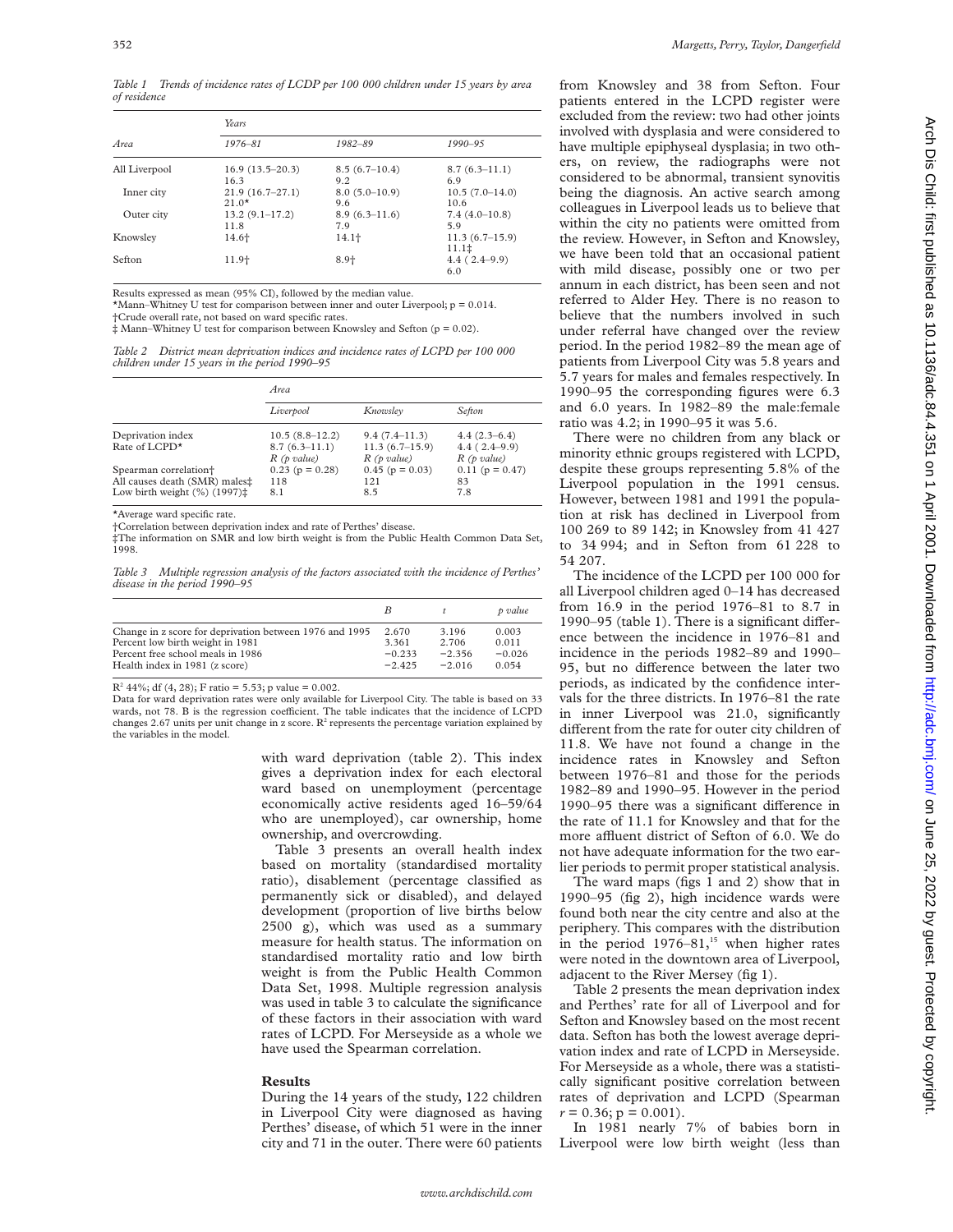*Table 1 Trends of incidence rates of LCDP per 100 000 children under 15 years by area of residence*

| Area | Years | | |
|---|---|---|---|
| | 1976–81 | 1982–89 | 1990–95 |
| All Liverpool | 16.9 (13.5–20.3) 16.3 | 8.5 (6.7–10.4) 9.2 | 8.7 (6.3–11.1) 6.9 |
| Inner city | 21.9 (16.7–27.1) 21.0* | 8.0 (5.0–10.9) 9.6 | 10.5 (7.0–14.0) 10.6 |
| Outer city | 13.2 (9.1–17.2) 11.8 | 8.9 (6.3–11.6) 7.9 | 7.4 (4.0–10.8) 5.9 |
| Knowsley | 14.6† | 14.1† | 11.3 (6.7–15.9) 11.1‡ |
| Sefton | 11.9† | 8.9† | 4.4 ( 2.4–9.9) 6.0 |

Results expressed as mean (95% CI), followed by the median value.
*Mann–Whitney U test for comparison between inner and outer Liverpool; p = 0.014.
†Crude overall rate, not based on ward specific rates.
‡ Mann–Whitney U test for comparison between Knowsley and Sefton (p = 0.02).

*Table 2 District mean deprivation indices and incidence rates of LCPD per 100 000 children under 15 years in the period 1990–95*

| | Area | | |
|---|---|---|---|
| | Liverpool | Knowsley | Sefton |
| Deprivation index | 10.5 (8.8–12.2) | 9.4 (7.4–11.3) | 4.4 (2.3–6.4) |
| Rate of LCPD* | 8.7 (6.3–11.1) | 11.3 (6.7–15.9) | 4.4 ( 2.4–9.9) |
| | *R (p value)* | *R (p value)* | *R (p value)* |
| Spearman correlation† | 0.23 (p = 0.28) | 0.45 (p = 0.03) | 0.11 (p = 0.47) |
| All causes death (SMR) males‡ | 118 | 121 | 83 |
| Low birth weight (%) (1997)‡ | 8.1 | 8.5 | 7.8 |

*Average ward specific rate.
†Correlation between deprivation index and rate of Perthes' disease.
‡The information on SMR and low birth weight is from the Public Health Common Data Set, 1998.

*Table 3 Multiple regression analysis of the factors associated with the incidence of Perthes' disease in the period 1990–95*

| | B | t | p value |
|---|---|---|---|
| Change in z score for deprivation between 1976 and 1995 | 2.670 | 3.196 | 0.003 |
| Percent low birth weight in 1981 | 3.361 | 2.706 | 0.011 |
| Percent free school meals in 1986 | −0.233 | −2.356 | −0.026 |
| Health index in 1981 (z score) | −2.425 | −2.016 | 0.054 |

$R^2$ 44%; df (4, 28); F ratio = 5.53; p value = 0.002.
Data for ward deprivation rates were only available for Liverpool City. The table is based on 33 wards, not 78. B is the regression coefficient. The table indicates that the incidence of LCPD changes 2.67 units per unit change in z score. $R^2$ represents the percentage variation explained by the variables in the model.

with ward deprivation (table 2). This index gives a deprivation index for each electoral ward based on unemployment (percentage economically active residents aged 16–59/64 who are unemployed), car ownership, home ownership, and overcrowding.

Table 3 presents an overall health index based on mortality (standardised mortality ratio), disablement (percentage classified as permanently sick or disabled), and delayed development (proportion of live births below 2500 g), which was used as a summary measure for health status. The information on standardised mortality ratio and low birth weight is from the Public Health Common Data Set, 1998. Multiple regression analysis was used in table 3 to calculate the significance of these factors in their association with ward rates of LCPD. For Merseyside as a whole we have used the Spearman correlation.

## Results

During the 14 years of the study, 122 children in Liverpool City were diagnosed as having Perthes' disease, of which 51 were in the inner city and 71 in the outer. There were 60 patients from Knowsley and 38 from Sefton. Four patients entered in the LCPD register were excluded from the review: two had other joints involved with dysplasia and were considered to have multiple epiphyseal dysplasia; in two others, on review, the radiographs were not considered to be abnormal, transient synovitis being the diagnosis. An active search among colleagues in Liverpool leads us to believe that within the city no patients were omitted from the review. However, in Sefton and Knowsley, we have been told that an occasional patient with mild disease, possibly one or two per annum in each district, has been seen and not referred to Alder Hey. There is no reason to believe that the numbers involved in such under referral have changed over the review period. In the period 1982–89 the mean age of patients from Liverpool City was 5.8 years and 5.7 years for males and females respectively. In 1990–95 the corresponding figures were 6.3 and 6.0 years. In 1982–89 the male:female ratio was 4.2; in 1990–95 it was 5.6.

There were no children from any black or minority ethnic groups registered with LCPD, despite these groups representing 5.8% of the Liverpool population in the 1991 census. However, between 1981 and 1991 the population at risk has declined in Liverpool from 100 269 to 89 142; in Knowsley from 41 427 to 34 994; and in Sefton from 61 228 to 54 207.

The incidence of the LCPD per 100 000 for all Liverpool children aged 0–14 has decreased from 16.9 in the period 1976–81 to 8.7 in 1990–95 (table 1). There is a significant difference between the incidence in 1976–81 and incidence in the periods 1982–89 and 1990–95, but no difference between the later two periods, as indicated by the confidence intervals for the three districts. In 1976–81 the rate in inner Liverpool was 21.0, significantly different from the rate for outer city children of 11.8. We have not found a change in the incidence rates in Knowsley and Sefton between 1976–81 and those for the periods 1982–89 and 1990–95. However in the period 1990–95 there was a significant difference in the rate of 11.1 for Knowsley and that for the more affluent district of Sefton of 6.0. We do not have adequate information for the two earlier periods to permit proper statistical analysis.

The ward maps (figs 1 and 2) show that in 1990–95 (fig 2), high incidence wards were found both near the city centre and also at the periphery. This compares with the distribution in the period 1976–81,[15] when higher rates were noted in the downtown area of Liverpool, adjacent to the River Mersey (fig 1).

Table 2 presents the mean deprivation index and Perthes' rate for all of Liverpool and for Sefton and Knowsley based on the most recent data. Sefton has both the lowest average deprivation index and rate of LCPD in Merseyside. For Merseyside as a whole, there was a statistically significant positive correlation between rates of deprivation and LCPD (Spearman $r = 0.36$; $p = 0.001$).

In 1981 nearly 7% of babies born in Liverpool were low birth weight (less than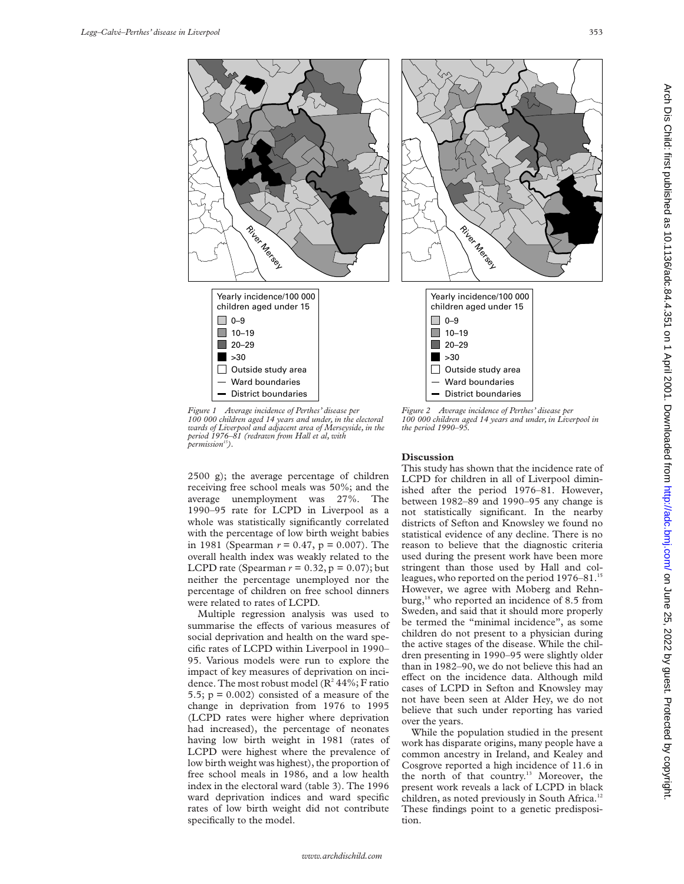Yearly incidence/100 000 children aged under 15

- 0–9
- 10–19
- 20–29
- >30
- Outside study area
- Ward boundaries
- District boundaries

*Figure 1 Average incidence of Perthes' disease per 100 000 children aged 14 years and under, in the electoral wards of Liverpool and adjacent area of Merseyside, in the period 1976–81 (redrawn from Hall et al, with permission[15]).*

Yearly incidence/100 000 children aged under 15

- 0–9
- 10–19
- 20–29
- >30
- Outside study area
- Ward boundaries
- District boundaries

*Figure 2 Average incidence of Perthes' disease per 100 000 children aged 14 years and under, in Liverpool in the period 1990–95.*

2500 g); the average percentage of children receiving free school meals was 50%; and the average unemployment was 27%. The 1990–95 rate for LCPD in Liverpool as a whole was statistically significantly correlated with the percentage of low birth weight babies in 1981 (Spearman $r = 0.47$, $p = 0.007$). The overall health index was weakly related to the LCPD rate (Spearman $r = 0.32$, $p = 0.07$); but neither the percentage unemployed nor the percentage of children on free school dinners were related to rates of LCPD.

Multiple regression analysis was used to summarise the effects of various measures of social deprivation and health on the ward specific rates of LCPD within Liverpool in 1990–95. Various models were run to explore the impact of key measures of deprivation on incidence. The most robust model ($R^2$ 44%; F ratio 5.5; $p = 0.002$) consisted of a measure of the change in deprivation from 1976 to 1995 (LCPD rates were higher where deprivation had increased), the percentage of neonates having low birth weight in 1981 (rates of LCPD were highest where the prevalence of low birth weight was highest), the proportion of free school meals in 1986, and a low health index in the electoral ward (table 3). The 1996 ward deprivation indices and ward specific rates of low birth weight did not contribute specifically to the model.

## Discussion

This study has shown that the incidence rate of LCPD for children in all of Liverpool diminished after the period 1976–81. However, between 1982–89 and 1990–95 any change is not statistically significant. In the nearby districts of Sefton and Knowsley we found no statistical evidence of any decline. There is no reason to believe that the diagnostic criteria used during the present work have been more stringent than those used by Hall and colleagues, who reported on the period 1976–81.[15] However, we agree with Moberg and Rehnburg,[18] who reported an incidence of 8.5 from Sweden, and said that it should more properly be termed the "minimal incidence", as some children do not present to a physician during the active stages of the disease. While the children presenting in 1990–95 were slightly older than in 1982–90, we do not believe this had an effect on the incidence data. Although mild cases of LCPD in Sefton and Knowsley may not have been seen at Alder Hey, we do not believe that such under reporting has varied over the years.

While the population studied in the present work has disparate origins, many people have a common ancestry in Ireland, and Kealey and Cosgrove reported a high incidence of 11.6 in the north of that country.[13] Moreover, the present work reveals a lack of LCPD in black children, as noted previously in South Africa.[12] These findings point to a genetic predisposition.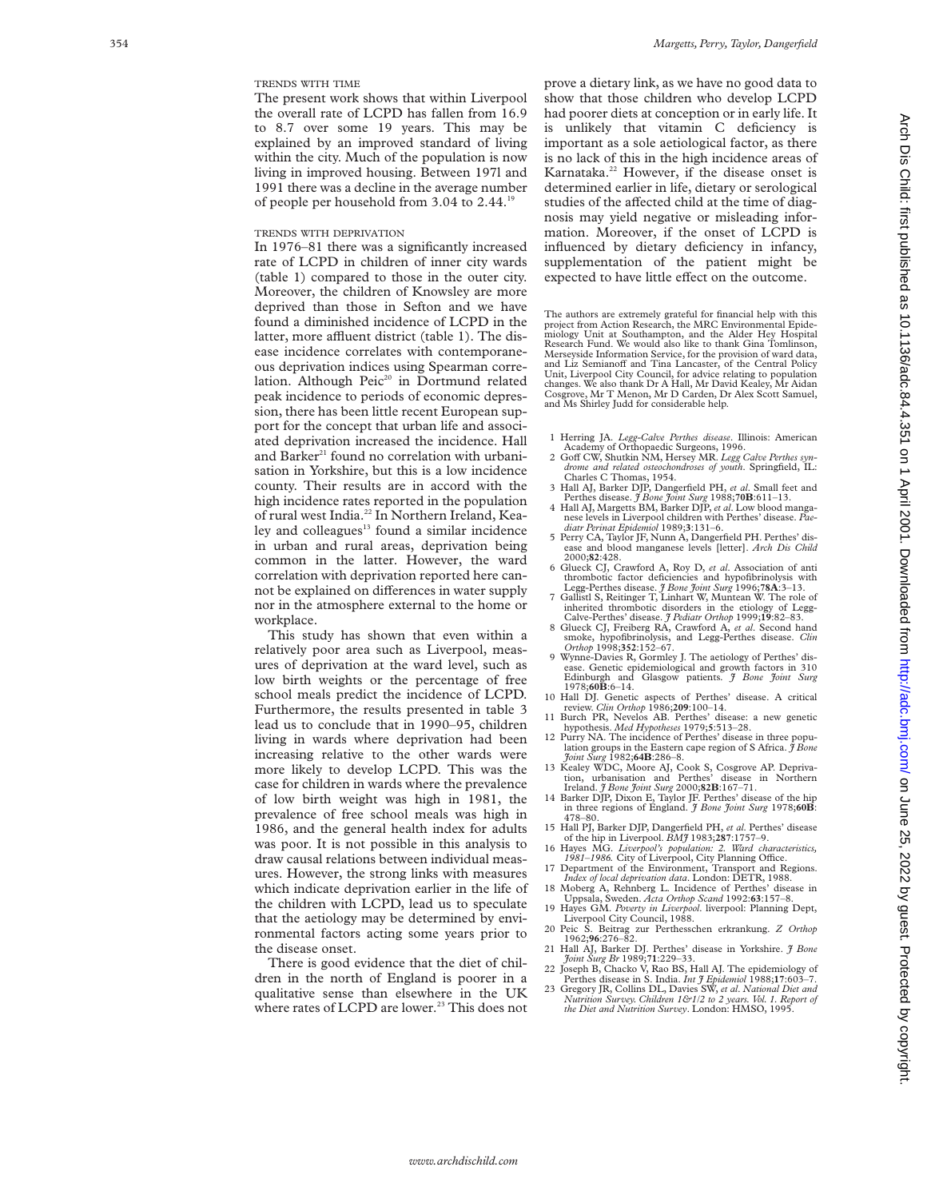TRENDS WITH TIME

The present work shows that within Liverpool the overall rate of LCPD has fallen from 16.9 to 8.7 over some 19 years. This may be explained by an improved standard of living within the city. Much of the population is now living in improved housing. Between 197l and 1991 there was a decline in the average number of people per household from 3.04 to 2.44.[19]

TRENDS WITH DEPRIVATION

In 1976–81 there was a significantly increased rate of LCPD in children of inner city wards (table 1) compared to those in the outer city. Moreover, the children of Knowsley are more deprived than those in Sefton and we have found a diminished incidence of LCPD in the latter, more affluent district (table 1). The disease incidence correlates with contemporaneous deprivation indices using Spearman correlation. Although Peic[20] in Dortmund related peak incidence to periods of economic depression, there has been little recent European support for the concept that urban life and associated deprivation increased the incidence. Hall and Barker[21] found no correlation with urbanisation in Yorkshire, but this is a low incidence county. Their results are in accord with the high incidence rates reported in the population of rural west India.[22] In Northern Ireland, Kealey and colleagues[13] found a similar incidence in urban and rural areas, deprivation being common in the latter. However, the ward correlation with deprivation reported here cannot be explained on differences in water supply nor in the atmosphere external to the home or workplace.

This study has shown that even within a relatively poor area such as Liverpool, measures of deprivation at the ward level, such as low birth weights or the percentage of free school meals predict the incidence of LCPD. Furthermore, the results presented in table 3 lead us to conclude that in 1990–95, children living in wards where deprivation had been increasing relative to the other wards were more likely to develop LCPD. This was the case for children in wards where the prevalence of low birth weight was high in 1981, the prevalence of free school meals was high in 1986, and the general health index for adults was poor. It is not possible in this analysis to draw causal relations between individual measures. However, the strong links with measures which indicate deprivation earlier in the life of the children with LCPD, lead us to speculate that the aetiology may be determined by environmental factors acting some years prior to the disease onset.

There is good evidence that the diet of children in the north of England is poorer in a qualitative sense than elsewhere in the UK where rates of LCPD are lower.[23] This does not prove a dietary link, as we have no good data to show that those children who develop LCPD had poorer diets at conception or in early life. It is unlikely that vitamin C deficiency is important as a sole aetiological factor, as there is no lack of this in the high incidence areas of Karnataka.[22] However, if the disease onset is determined earlier in life, dietary or serological studies of the affected child at the time of diagnosis may yield negative or misleading information. Moreover, if the onset of LCPD is influenced by dietary deficiency in infancy, supplementation of the patient might be expected to have little effect on the outcome.

The authors are extremely grateful for financial help with this project from Action Research, the MRC Environmental Epidemiology Unit at Southampton, and the Alder Hey Hospital Research Fund. We would also like to thank Gina Tomlinson, Merseyside Information Service, for the provision of ward data, and Liz Semianoff and Tina Lancaster, of the Central Policy Unit, Liverpool City Council, for advice relating to population changes. We also thank Dr A Hall, Mr David Kealey, Mr Aidan Cosgrove, Mr T Menon, Mr D Carden, Dr Alex Scott Samuel, and Ms Shirley Judd for considerable help.

1 Herring JA. *Legg-Calve Perthes disease*. Illinois: American Academy of Orthopaedic Surgeons, 1996.
2 Goff CW, Shutkin NM, Hersey MR. *Legg Calve Perthes syndrome and related osteochondroses of youth*. Springfield, IL: Charles C Thomas, 1954.
3 Hall AJ, Barker DJP, Dangerfield PH, *et al*. Small feet and Perthes disease. *J Bone Joint Surg* 1988;**70B**:611–13.
4 Hall AJ, Margetts BM, Barker DJP, *et al*. Low blood manganese levels in Liverpool children with Perthes' disease. *Paediatr Perinat Epidemiol* 1989;**3**:131–6.
5 Perry CA, Taylor JF, Nunn A, Dangerfield PH. Perthes' disease and blood manganese levels [letter]. *Arch Dis Child* 2000;**82**:428.
6 Glueck CJ, Crawford A, Roy D, *et al*. Association of anti thrombotic factor deficiencies and hypofibrinolysis with Legg-Perthes disease. *J Bone Joint Surg* 1996;**78A**:3–13.
7 Gallistl S, Reitinger T, Linhart W, Muntean W. The role of inherited thrombotic disorders in the etiology of Legg-Calve-Perthes' disease. *J Pediatr Orthop* 1999;**19**:82–83.
8 Glueck CJ, Freiberg RA, Crawford A, *et al*. Second hand smoke, hypofibrinolysis, and Legg-Perthes disease. *Clin Orthop* 1998;**352**:152–67.
9 Wynne-Davies R, Gormley J. The aetiology of Perthes' disease. Genetic epidemiological and growth factors in 310 Edinburgh and Glasgow patients. *J Bone Joint Surg* 1978;**60B**:6–14.
10 Hall DJ. Genetic aspects of Perthes' disease. A critical review. *Clin Orthop* 1986;**209**:100–14.
11 Burch PR, Nevelos AB. Perthes' disease: a new genetic hypothesis. *Med Hypotheses* 1979;**5**:513–28.
12 Purry NA. The incidence of Perthes' disease in three population groups in the Eastern cape region of S Africa. *J Bone Joint Surg* 1982;**64B**:286–8.
13 Kealey WDC, Moore AJ, Cook S, Cosgrove AP. Deprivation, urbanisation and Perthes' disease in Northern Ireland. *J Bone Joint Surg* 2000;**82B**:167–71.
14 Barker DJP, Dixon E, Taylor JF. Perthes' disease of the hip in three regions of England. *J Bone Joint Surg* 1978;**60B**: 478–80.
15 Hall PJ, Barker DJP, Dangerfield PH, *et al*. Perthes' disease of the hip in Liverpool. *BMJ* 1983;**287**:1757–9.
16 Hayes MG. *Liverpool's population: 2. Ward characteristics, 1981–1986.* City of Liverpool, City Planning Office.
17 Department of the Environment, Transport and Regions. *Index of local deprivation data*. London: DETR, 1988.
18 Moberg A, Rehnberg L. Incidence of Perthes' disease in Uppsala, Sweden. *Acta Orthop Scand* 1992:**63**:157–8.
19 Hayes GM. *Poverty in Liverpool*. liverpool: Planning Dept, Liverpool City Council, 1988.
20 Peic S. Beitrag zur Perthesschen erkrankung. *Z Orthop* 1962;**96**:276–82.
21 Hall AJ, Barker DJ. Perthes' disease in Yorkshire. *J Bone Joint Surg Br* 1989;**71**:229–33.
22 Joseph B, Chacko V, Rao BS, Hall AJ. The epidemiology of Perthes disease in S. India. *Int J Epidemiol* 1988;**17**:603–7.
23 Gregory JR, Collins DL, Davies SW, *et al*. *National Diet and Nutrition Survey. Children 1&1/2 to 2 years. Vol. 1. Report of the Diet and Nutrition Survey*. London: HMSO, 1995.